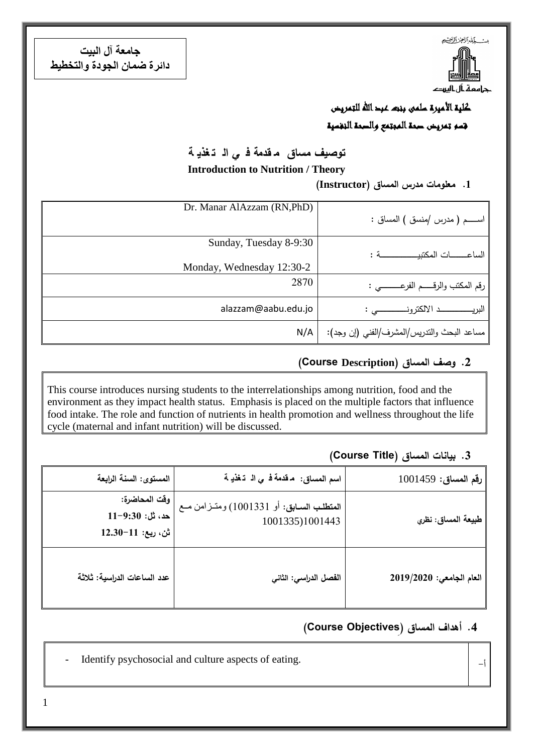جامعة آل البيت
دائرة ضمان الجودة والتخطيط

جامعة آل البيت

كلية الأميرة سلمى بنت عبد الله للتمريض

قسم تمريض صحة المجتمع والصحة النفسية

## توصيف مساق مقدمة في التغذية

## Introduction to Nutrition / Theory

### 1. معلومات مدرس المساق (Instructor)

| | |
|---|---|
| اســـم ( مدرس /منسق ) المساق : | Dr. Manar AlAzzam (RN,PhD) |
| الساعـــــات المكتبيـــــــــــة : | Sunday, Tuesday 8-9:30<br>Monday, Wednesday 12:30-2 |
| رقم المكتب والرقـــم الفرعـــــــي : | 2870 |
| البريــــــــــد الالكترونــــــــــي : | alazzam@aabu.edu.jo |
| مساعد البحث والتدريس/المشرف/الفني (إن وجد): | N/A |

### 2. وصف المساق (Course Description)

This course introduces nursing students to the interrelationships among nutrition, food and the environment as they impact health status. Emphasis is placed on the multiple factors that influence food intake. The role and function of nutrients in health promotion and wellness throughout the life cycle (maternal and infant nutrition) will be discussed.

### 3. بيانات المساق (Course Title)

| | | |
|---|---|---|
| رقم المساق: 1001459 | اسم المساق: مقدمة في التغذية | المستوى: السنة الرابعة |
| طبيعة المساق: نظري | المتطلب السابق: أو 1001331) ومتزامن مع 1001335)1001443 | وقت المحاضرة:<br>حد، ثل: 9:30-11<br>ثن، ربع: 11-12.30 |
| العام الجامعي: 2019/2020 | الفصل الدراسي: الثاني | عدد الساعات الدراسية: ثلاثة |

### 4. أهداف المساق (Course Objectives)

| | |
|---|---|
| أ- | - Identify psychosocial and culture aspects of eating. |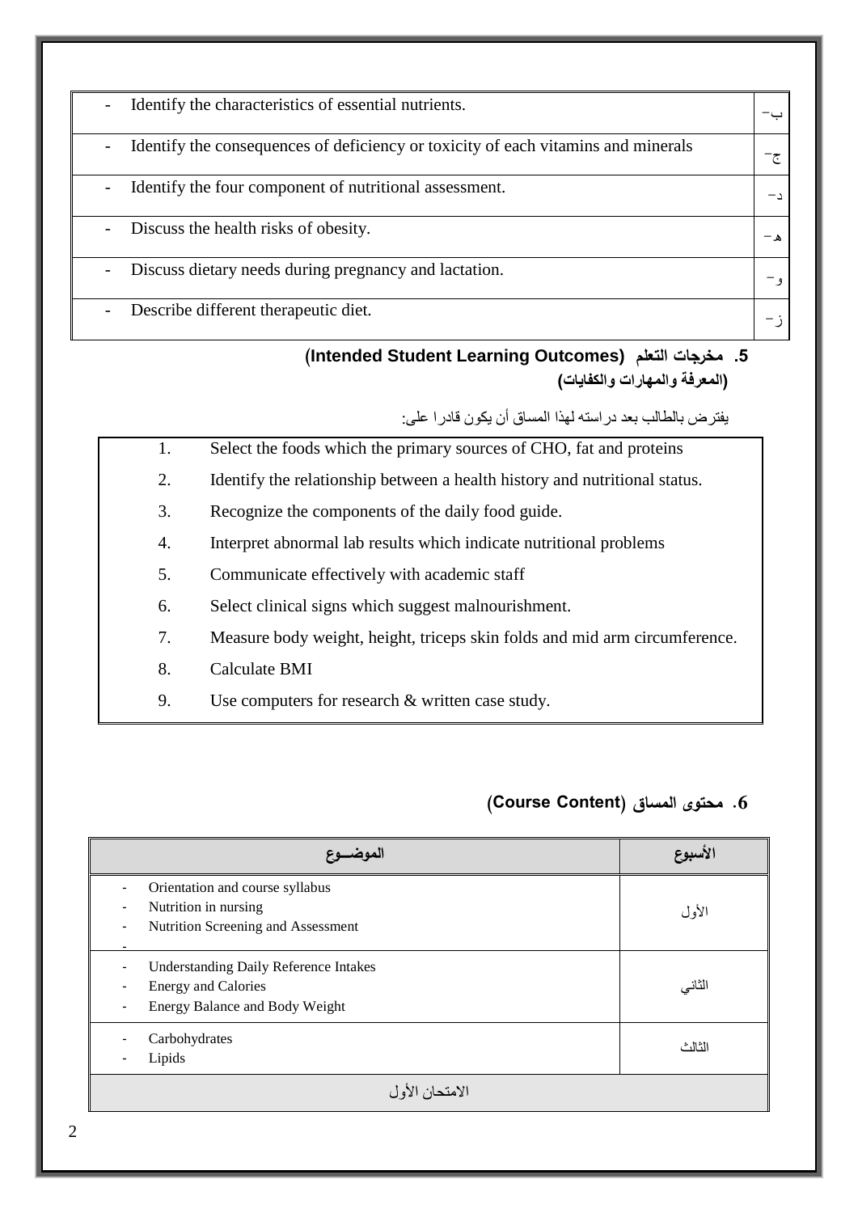| | |
|---|---|
| - Identify the characteristics of essential nutrients. | ب- |
| - Identify the consequences of deficiency or toxicity of each vitamins and minerals | ج- |
| - Identify the four component of nutritional assessment. | د- |
| - Discuss the health risks of obesity. | هـ- |
| - Discuss dietary needs during pregnancy and lactation. | و- |
| - Describe different therapeutic diet. | ز- |

### 5. مخرجات التعلم (Intended Student Learning Outcomes)
**(المعرفة والمهارات والكفايات)**

يفترض بالطالب بعد دراسته لهذا المساق أن يكون قادرا على:

1. Select the foods which the primary sources of CHO, fat and proteins
2. Identify the relationship between a health history and nutritional status.
3. Recognize the components of the daily food guide.
4. Interpret abnormal lab results which indicate nutritional problems
5. Communicate effectively with academic staff
6. Select clinical signs which suggest malnourishment.
7. Measure body weight, height, triceps skin folds and mid arm circumference.
8. Calculate BMI
9. Use computers for research & written case study.

### 6. محتوى المساق (Course Content)

| الموضــوع | الأسبوع |
|---|---|
| - Orientation and course syllabus<br>- Nutrition in nursing<br>- Nutrition Screening and Assessment<br>- | الأول |
| - Understanding Daily Reference Intakes<br>- Energy and Calories<br>- Energy Balance and Body Weight | الثاني |
| - Carbohydrates<br>- Lipids | الثالث |
| الامتحان الأول | |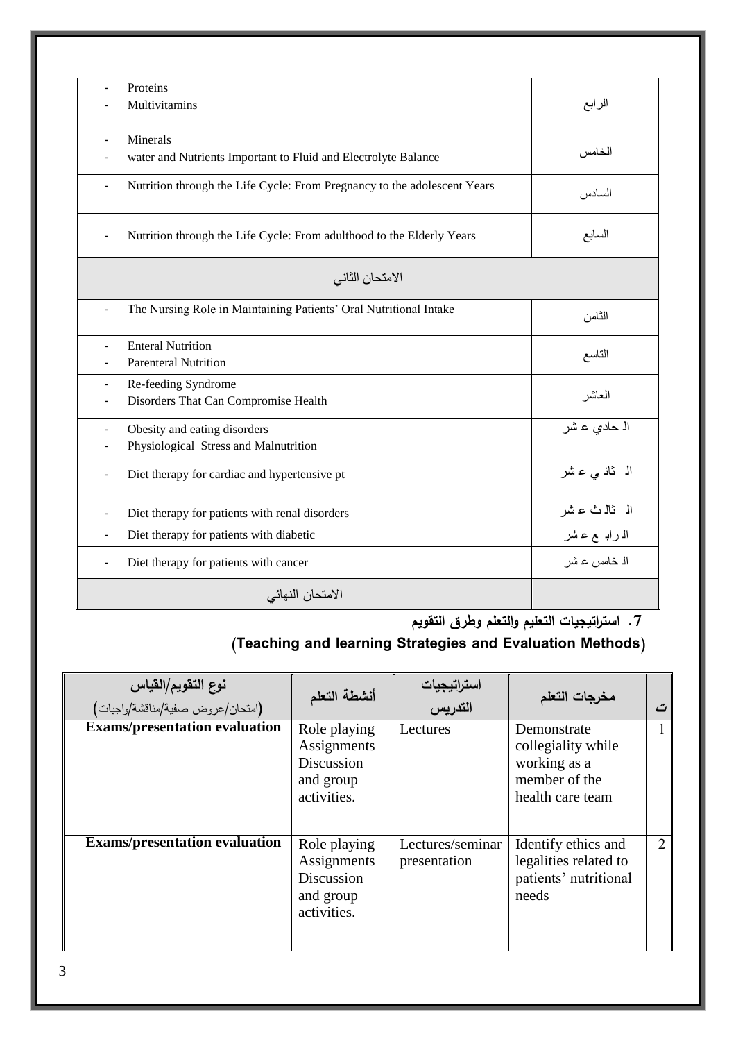| | |
|---|---|
| - Proteins<br>- Multivitamins | الرابع |
| - Minerals<br>- water and Nutrients Important to Fluid and Electrolyte Balance | الخامس |
| - Nutrition through the Life Cycle: From Pregnancy to the adolescent Years | السادس |
| - Nutrition through the Life Cycle: From adulthood to the Elderly Years | السابع |
| الامتحان الثاني | |
| - The Nursing Role in Maintaining Patients' Oral Nutritional Intake | الثامن |
| - Enteral Nutrition<br>- Parenteral Nutrition | التاسع |
| - Re-feeding Syndrome<br>- Disorders That Can Compromise Health | العاشر |
| - Obesity and eating disorders<br>- Physiological Stress and Malnutrition | الحادي عشر |
| - Diet therapy for cardiac and hypertensive pt | الثاني عشر |
| - Diet therapy for patients with renal disorders | الثالث عشر |
| - Diet therapy for patients with diabetic | الرابع عشر |
| - Diet therapy for patients with cancer | الخامس عشر |
| الامتحان النهائي | |

## 7. استراتيجيات التعليم والتعلم وطرق التقويم

## (Teaching and learning Strategies and Evaluation Methods)

| نوع التقويم/القياس (امتحان/عروض صفية/مناقشة/واجبات) | أنشطة التعلم | استراتيجيات التدريس | مخرجات التعلم | ت |
|---|---|---|---|---|
| **Exams/presentation evaluation** | Role playing Assignments Discussion and group activities. | Lectures | Demonstrate collegiality while working as a member of the health care team | 1 |
| **Exams/presentation evaluation** | Role playing Assignments Discussion and group activities. | Lectures/seminar presentation | Identify ethics and legalities related to patients' nutritional needs | 2 |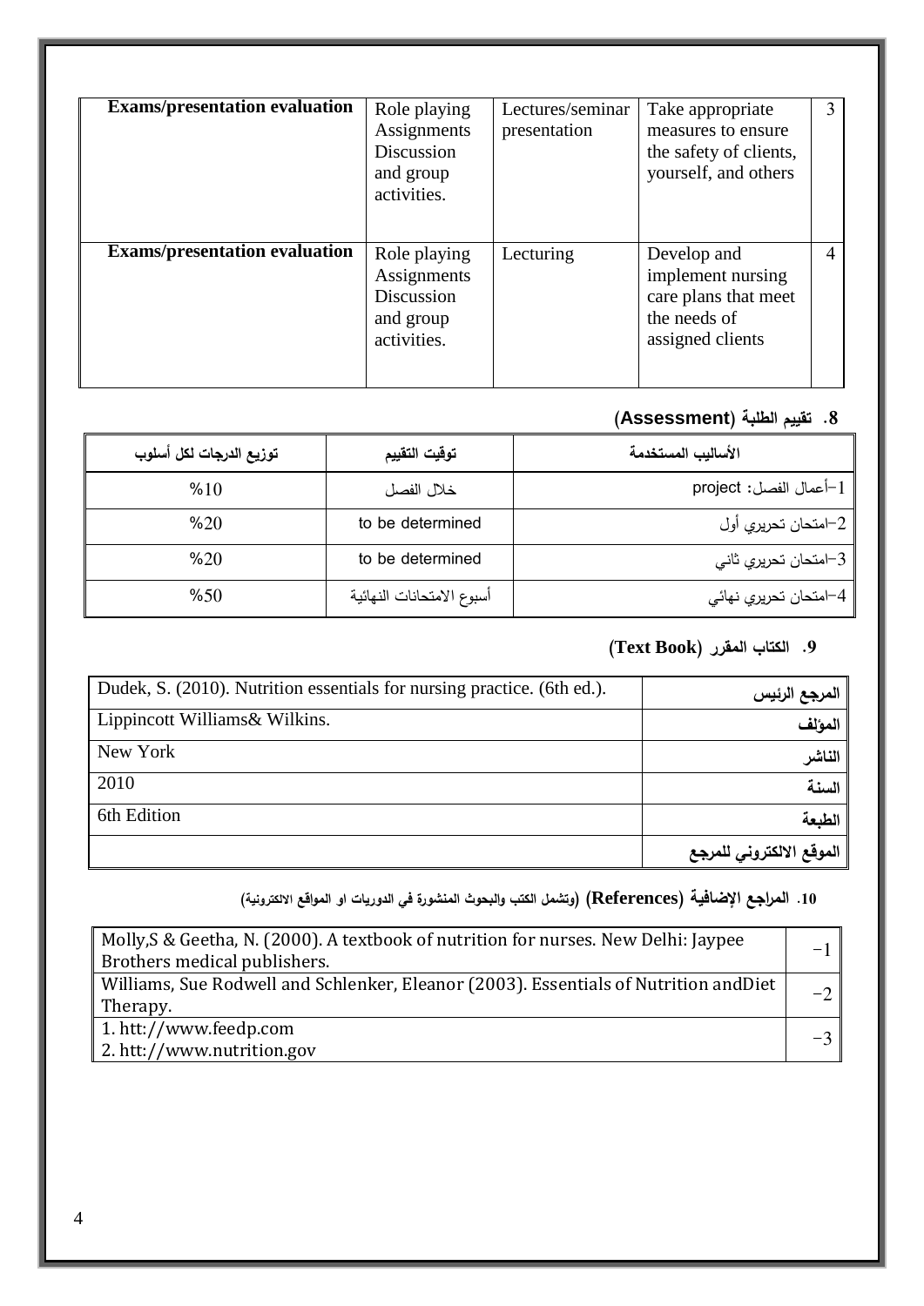| Exams/presentation evaluation | Role playing Assignments Discussion and group activities. | Lectures/seminar presentation | Take appropriate measures to ensure the safety of clients, yourself, and others | 3 |
|---|---|---|---|---|
| Exams/presentation evaluation | Role playing Assignments Discussion and group activities. | Lecturing | Develop and implement nursing care plans that meet the needs of assigned clients | 4 |

## 8. تقييم الطلبة (Assessment)

| توزيع الدرجات لكل أسلوب | توقيت التقييم | الأساليب المستخدمة |
|---|---|---|
| %10 | خلال الفصل | 1-أعمال الفصل: project |
| %20 | to be determined | 2-امتحان تحريري أول |
| %20 | to be determined | 3-امتحان تحريري ثاني |
| %50 | أسبوع الامتحانات النهائية | 4-امتحان تحريري نهائي |

## 9. الكتاب المقرر (Text Book)

| | |
|---|---|
| Dudek, S. (2010). Nutrition essentials for nursing practice. (6th ed.). | **المرجع الرئيس** |
| Lippincott Williams& Wilkins. | **المؤلف** |
| New York | **الناشر** |
| 2010 | **السنة** |
| 6th Edition | **الطبعة** |
| | **الموقع الالكتروني للمرجع** |

## 10. المراجع الإضافية (References) (وتشمل الكتب والبحوث المنشورة في الدوريات او المواقع الالكترونية)

| | |
|---|---|
| Molly,S & Geetha, N. (2000). A textbook of nutrition for nurses. New Delhi: Jaypee Brothers medical publishers. | -1 |
| Williams, Sue Rodwell and Schlenker, Eleanor (2003). Essentials of Nutrition andDiet Therapy. | -2 |
| 1. htt://www.feedp.com<br>2. htt://www.nutrition.gov | -3 |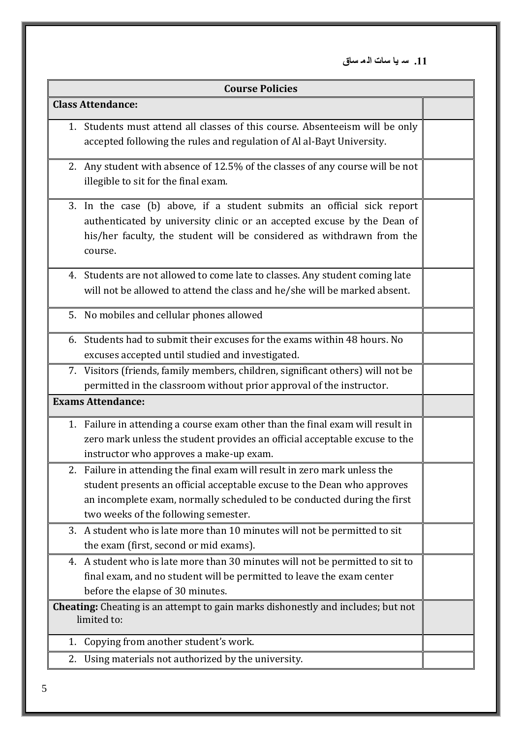**11. سـ يا سات الـمـ ساق**

| Course Policies | |
|---|---|
| **Class Attendance:** | |
| 1. Students must attend all classes of this course. Absenteeism will be only accepted following the rules and regulation of Al al-Bayt University. | |
| 2. Any student with absence of 12.5% of the classes of any course will be not illegible to sit for the final exam. | |
| 3. In the case (b) above, if a student submits an official sick report authenticated by university clinic or an accepted excuse by the Dean of his/her faculty, the student will be considered as withdrawn from the course. | |
| 4. Students are not allowed to come late to classes. Any student coming late will not be allowed to attend the class and he/she will be marked absent. | |
| 5. No mobiles and cellular phones allowed | |
| 6. Students had to submit their excuses for the exams within 48 hours. No excuses accepted until studied and investigated. | |
| 7. Visitors (friends, family members, children, significant others) will not be permitted in the classroom without prior approval of the instructor. | |
| **Exams Attendance:** | |
| 1. Failure in attending a course exam other than the final exam will result in zero mark unless the student provides an official acceptable excuse to the instructor who approves a make-up exam. | |
| 2. Failure in attending the final exam will result in zero mark unless the student presents an official acceptable excuse to the Dean who approves an incomplete exam, normally scheduled to be conducted during the first two weeks of the following semester. | |
| 3. A student who is late more than 10 minutes will not be permitted to sit the exam (first, second or mid exams). | |
| 4. A student who is late more than 30 minutes will not be permitted to sit to final exam, and no student will be permitted to leave the exam center before the elapse of 30 minutes. | |
| **Cheating:** Cheating is an attempt to gain marks dishonestly and includes; but not limited to: | |
| 1. Copying from another student's work. | |
| 2. Using materials not authorized by the university. | |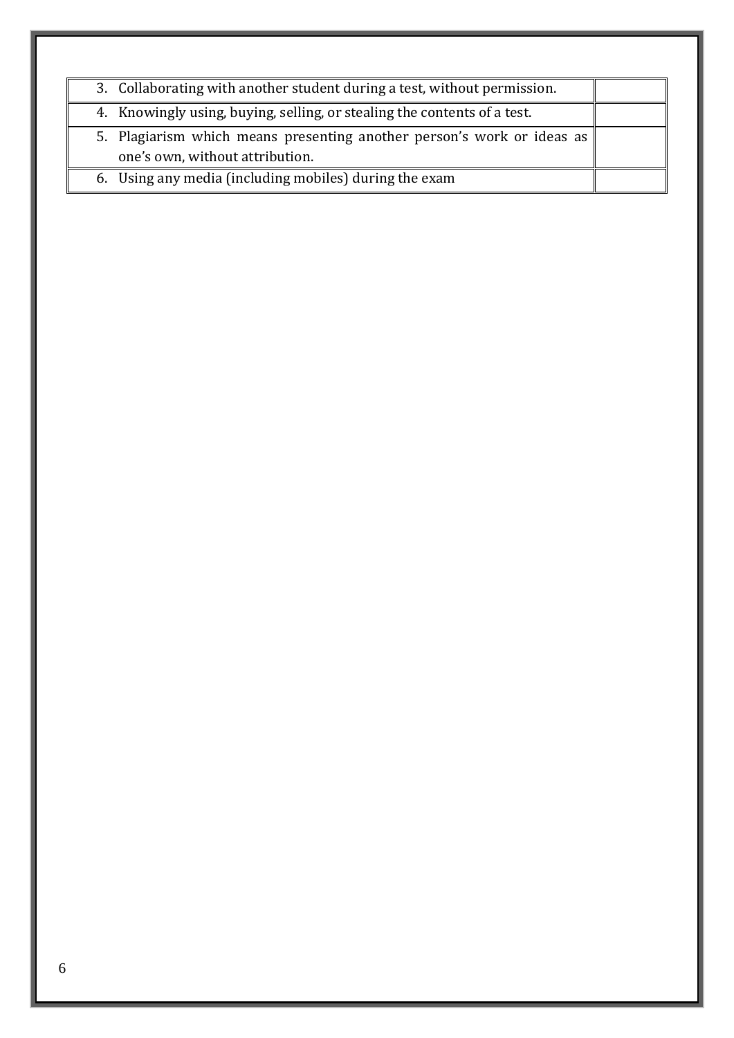| | |
|---|---|
| 3. Collaborating with another student during a test, without permission. | |
| 4. Knowingly using, buying, selling, or stealing the contents of a test. | |
| 5. Plagiarism which means presenting another person's work or ideas as one's own, without attribution. | |
| 6. Using any media (including mobiles) during the exam | |